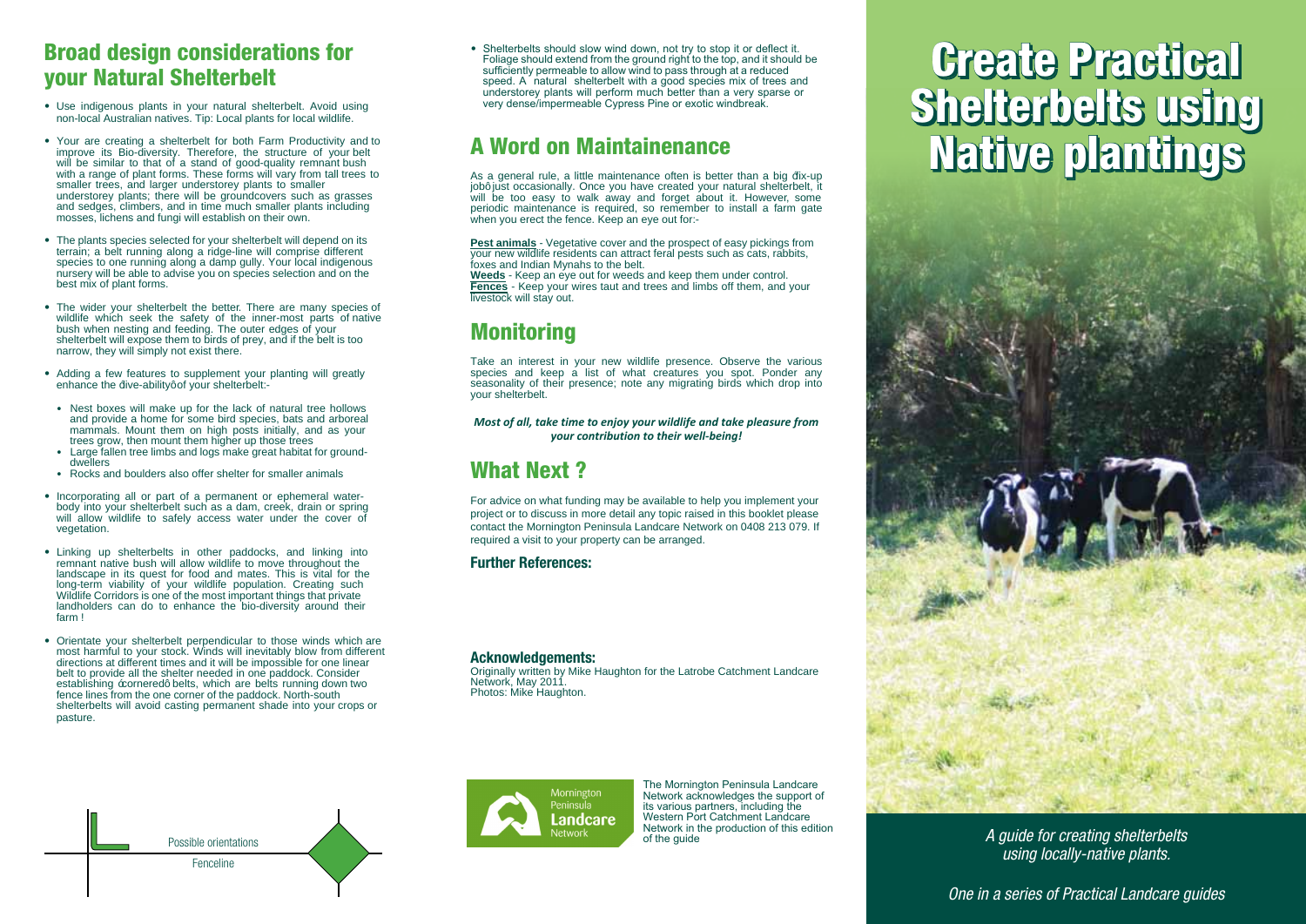## Broad design considerations for your Natural Shelterbelt

- Use indigenous plants in your natural shelterbelt. Avoid using non-local Australian natives. Tip: Local plants for local wildlife.
- Your are creating a shelterbelt for both Farm Productivity and to improve its Bio-diversity. Therefore, the structure of your belt will be similar to that of a stand of good-quality remnant bush with a range of plant forms. These forms will vary from tall trees to smaller trees, and larger understorey plants to smaller understorey plants; there will be groundcovers such as grasses and sedges, climbers, and in time much smaller plants including mosses, lichens and fungi will establish on their own.
- The plants species selected for your shelterbelt will depend on its terrain; a belt running along a ridge-line will comprise different species to one running along a damp gully. Your local indigenous nursery will be able to advise you on species selection and on the best mix of plant forms.
- The wider your shelterbelt the better. There are many species of wildlife which seek the safety of the inner-most parts of native bush when nesting and feeding. The outer edges of your shelterbelt will expose them to birds of prey, and if the belt is too narrow, they will simply not exist there.
- Adding a few features to supplement your planting will greatly enhance the đive-abilityô of your shelterbelt:-
  - Nest boxes will make up for the lack of natural tree hollows and provide a home for some bird species, bats and arboreal mammals. Mount them on high posts initially, and as your trees grow, then mount them higher up those trees
  - Large fallen tree limbs and logs make great habitat for ground-dwellers
  - Rocks and boulders also offer shelter for smaller animals
- Incorporating all or part of a permanent or ephemeral water-body into your shelterbelt such as a dam, creek, drain or spring will allow wildlife to safely access water under the cover of vegetation.
- Linking up shelterbelts in other paddocks, and linking into remnant native bush will allow wildlife to move throughout the landscape in its quest for food and mates. This is vital for the long-term viability of your wildlife population. Creating such Wildlife Corridors is one of the most important things that private landholders can do to enhance the bio-diversity around their farm !
- Orientate your shelterbelt perpendicular to those winds which are most harmful to your stock. Winds will inevitably blow from different directions at different times and it will be impossible for one linear belt to provide all the shelter needed in one paddock. Consider establishing đcorneredô belts, which are belts running down two fence lines from the one corner of the paddock. North-south shelterbelts will avoid casting permanent shade into your crops or pasture.

Possible orientations

Fenceline

- Shelterbelts should slow wind down, not try to stop it or deflect it. Foliage should extend from the ground right to the top, and it should be sufficiently permeable to allow wind to pass through at a reduced speed. A natural shelterbelt with a good species mix of trees and understorey plants will perform much better than a very sparse or very dense/impermeable Cypress Pine or exotic windbreak.

## A Word on Maintainenance

As a general rule, a little maintenance often is better than a big đix-up jobô just occasionally. Once you have created your natural shelterbelt, it will be too easy to walk away and forget about it. However, some periodic maintenance is required, so remember to install a farm gate when you erect the fence. Keep an eye out for:-

**Pest animals** - Vegetative cover and the prospect of easy pickings from your new wildlife residents can attract feral pests such as cats, rabbits, foxes and Indian Mynahs to the belt.
**Weeds** - Keep an eye out for weeds and keep them under control.
**Fences** - Keep your wires taut and trees and limbs off them, and your livestock will stay out.

## Monitoring

Take an interest in your new wildlife presence. Observe the various species and keep a list of what creatures you spot. Ponder any seasonality of their presence; note any migrating birds which drop into your shelterbelt.

***Most of all, take time to enjoy your wildlife and take pleasure from your contribution to their well-being!***

## What Next ?

For advice on what funding may be available to help you implement your project or to discuss in more detail any topic raised in this booklet please contact the Mornington Peninsula Landcare Network on 0408 213 079. If required a visit to your property can be arranged.

### Further References:

### Acknowledgements:

Originally written by Mike Haughton for the Latrobe Catchment Landcare Network, May 2011.
Photos: Mike Haughton.

Mornington Peninsula Landcare Network

The Mornington Peninsula Landcare Network acknowledges the support of its various partners, including the Western Port Catchment Landcare Network in the production of this edition of the guide

# Create Practical Shelterbelts using Native plantings

*A guide for creating shelterbelts using locally-native plants.*

*One in a series of Practical Landcare guides*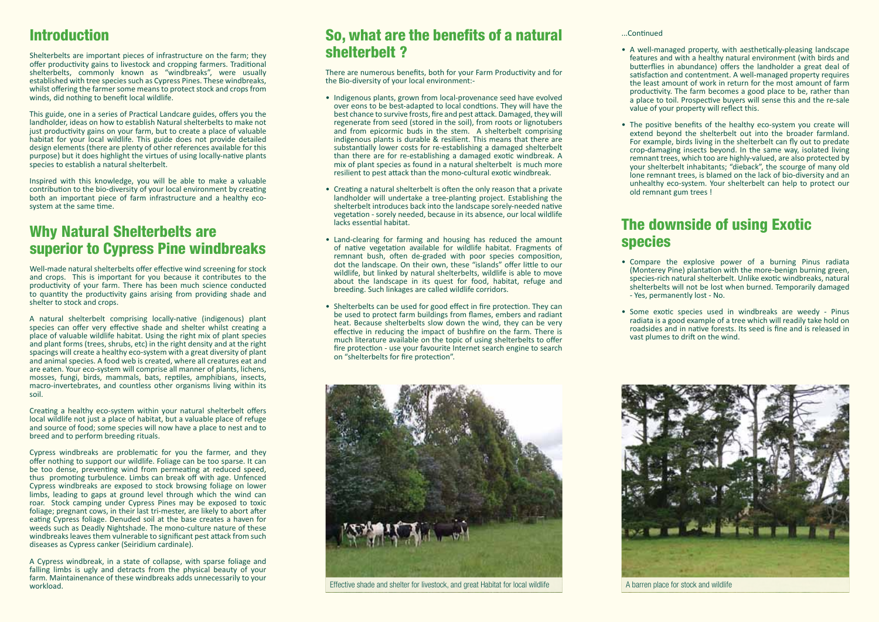## Introduction

Shelterbelts are important pieces of infrastructure on the farm; they offer productivity gains to livestock and cropping farmers. Traditional shelterbelts, commonly known as "windbreaks", were usually established with tree species such as Cypress Pines. These windbreaks, whilst offering the farmer some means to protect stock and crops from winds, did nothing to benefit local wildlife.

This guide, one in a series of Practical Landcare guides, offers you the landholder, ideas on how to establish Natural shelterbelts to make not just productivity gains on your farm, but to create a place of valuable habitat for your local wildlife. This guide does not provide detailed design elements (there are plenty of other references available for this purpose) but it does highlight the virtues of using locally-native plants species to establish a natural shelterbelt.

Inspired with this knowledge, you will be able to make a valuable contribution to the bio-diversity of your local environment by creating both an important piece of farm infrastructure and a healthy eco-system at the same time.

## Why Natural Shelterbelts are superior to Cypress Pine windbreaks

Well-made natural shelterbelts offer effective wind screening for stock and crops. This is important for you because it contributes to the productivity of your farm. There has been much science conducted to quantity the productivity gains arising from providing shade and shelter to stock and crops.

A natural shelterbelt comprising locally-native (indigenous) plant species can offer very effective shade and shelter whilst creating a place of valuable wildlife habitat. Using the right mix of plant species and plant forms (trees, shrubs, etc) in the right density and at the right spacings will create a healthy eco-system with a great diversity of plant and animal species. A food web is created, where all creatures eat and are eaten. Your eco-system will comprise all manner of plants, lichens, mosses, fungi, birds, mammals, bats, reptiles, amphibians, insects, macro-invertebrates, and countless other organisms living within its soil.

Creating a healthy eco-system within your natural shelterbelt offers local wildlife not just a place of habitat, but a valuable place of refuge and source of food; some species will now have a place to nest and to breed and to perform breeding rituals.

Cypress windbreaks are problematic for you the farmer, and they offer nothing to support our wildlife. Foliage can be too sparse. It can be too dense, preventing wind from permeating at reduced speed, thus promoting turbulence. Limbs can break off with age. Unfenced Cypress windbreaks are exposed to stock browsing foliage on lower limbs, leading to gaps at ground level through which the wind can roar. Stock camping under Cypress Pines may be exposed to toxic foliage; pregnant cows, in their last tri-mester, are likely to abort after eating Cypress foliage. Denuded soil at the base creates a haven for weeds such as Deadly Nightshade. The mono-culture nature of these windbreaks leaves them vulnerable to significant pest attack from such diseases as Cypress canker (Seiridium cardinale).

A Cypress windbreak, in a state of collapse, with sparse foliage and falling limbs is ugly and detracts from the physical beauty of your farm. Maintainenance of these windbreaks adds unnecessarily to your workload.

## So, what are the benefits of a natural shelterbelt ?

There are numerous benefits, both for your Farm Productivity and for the Bio-diversity of your local environment:-

- Indigenous plants, grown from local-provenance seed have evolved over eons to be best-adapted to local condtions. They will have the best chance to survive frosts, fire and pest attack. Damaged, they will regenerate from seed (stored in the soil), from roots or lignotubers and from epicormic buds in the stem. A shelterbelt comprising indigenous plants is durable & resilient. This means that there are substantially lower costs for re-establishing a damaged shelterbelt than there are for re-establishing a damaged exotic windbreak. A mix of plant species as found in a natural shelterbelt is much more resilient to pest attack than the mono-cultural exotic windbreak.
- Creating a natural shelterbelt is often the only reason that a private landholder will undertake a tree-planting project. Establishing the shelterbelt introduces back into the landscape sorely-needed native vegetation - sorely needed, because in its absence, our local wildlife lacks essential habitat.
- Land-clearing for farming and housing has reduced the amount of native vegetation available for wildlife habitat. Fragments of remnant bush, often de-graded with poor species composition, dot the landscape. On their own, these "islands" offer little to our wildlife, but linked by natural shelterbelts, wildlife is able to move about the landscape in its quest for food, habitat, refuge and breeding. Such linkages are called wildlife corridors.
- Shelterbelts can be used for good effect in fire protection. They can be used to protect farm buildings from flames, embers and radiant heat. Because shelterbelts slow down the wind, they can be very effective in reducing the impact of bushfire on the farm. There is much literature available on the topic of using shelterbelts to offer fire protection - use your favourite Internet search engine to search on "shelterbelts for fire protection".

Effective shade and shelter for livestock, and great Habitat for local wildlife

...Continued

- A well-managed property, with aesthetically-pleasing landscape features and with a healthy natural environment (with birds and butterflies in abundance) offers the landholder a great deal of satisfaction and contentment. A well-managed property requires the least amount of work in return for the most amount of farm productivity. The farm becomes a good place to be, rather than a place to toil. Prospective buyers will sense this and the re-sale value of your property will reflect this.
- The positive benefits of the healthy eco-system you create will extend beyond the shelterbelt out into the broader farmland. For example, birds living in the shelterbelt can fly out to predate crop-damaging insects beyond. In the same way, isolated living remnant trees, which too are highly-valued, are also protected by your shelterbelt inhabitants; "dieback", the scourge of many old lone remnant trees, is blamed on the lack of bio-diversity and an unhealthy eco-system. Your shelterbelt can help to protect our old remnant gum trees !

## The downside of using Exotic species

- Compare the explosive power of a burning Pinus radiata (Monterey Pine) plantation with the more-benign burning green, species-rich natural shelterbelt. Unlike exotic windbreaks, natural shelterbelts will not be lost when burned. Temporarily damaged - Yes, permanently lost - No.
- Some exotic species used in windbreaks are weedy - Pinus radiata is a good example of a tree which will readily take hold on roadsides and in native forests. Its seed is fine and is released in vast plumes to drift on the wind.

A barren place for stock and wildlife